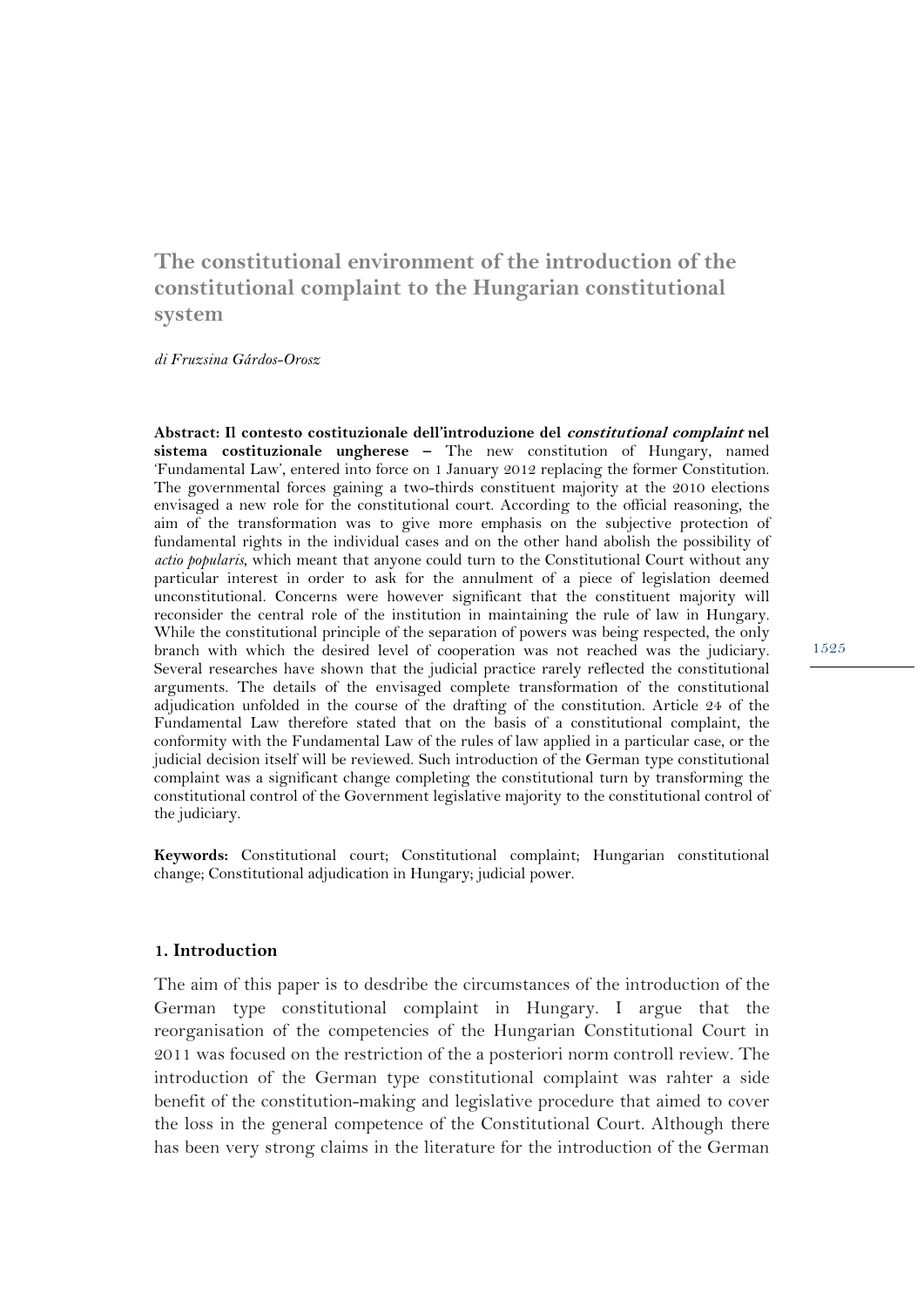# The constitutional environment of the introduction of the constitutional complaint to the Hungarian constitutional system

*di Fruzsina Gárdos-Orosz*

**Abstract: Il contesto costituzionale dell'introduzione del *constitutional complaint* nel sistema costituzionale ungherese –** The new constitution of Hungary, named 'Fundamental Law', entered into force on 1 January 2012 replacing the former Constitution. The governmental forces gaining a two-thirds constituent majority at the 2010 elections envisaged a new role for the constitutional court. According to the official reasoning, the aim of the transformation was to give more emphasis on the subjective protection of fundamental rights in the individual cases and on the other hand abolish the possibility of *actio popularis*, which meant that anyone could turn to the Constitutional Court without any particular interest in order to ask for the annulment of a piece of legislation deemed unconstitutional. Concerns were however significant that the constituent majority will reconsider the central role of the institution in maintaining the rule of law in Hungary. While the constitutional principle of the separation of powers was being respected, the only branch with which the desired level of cooperation was not reached was the judiciary. Several researches have shown that the judicial practice rarely reflected the constitutional arguments. The details of the envisaged complete transformation of the constitutional adjudication unfolded in the course of the drafting of the constitution. Article 24 of the Fundamental Law therefore stated that on the basis of a constitutional complaint, the conformity with the Fundamental Law of the rules of law applied in a particular case, or the judicial decision itself will be reviewed. Such introduction of the German type constitutional complaint was a significant change completing the constitutional turn by transforming the constitutional control of the Government legislative majority to the constitutional control of the judiciary.

**Keywords:** Constitutional court; Constitutional complaint; Hungarian constitutional change; Constitutional adjudication in Hungary; judicial power.

## 1. Introduction

The aim of this paper is to desdribe the circumstances of the introduction of the German type constitutional complaint in Hungary. I argue that the reorganisation of the competencies of the Hungarian Constitutional Court in 2011 was focused on the restriction of the a posteriori norm controll review. The introduction of the German type constitutional complaint was rahter a side benefit of the constitution-making and legislative procedure that aimed to cover the loss in the general competence of the Constitutional Court. Although there has been very strong claims in the literature for the introduction of the German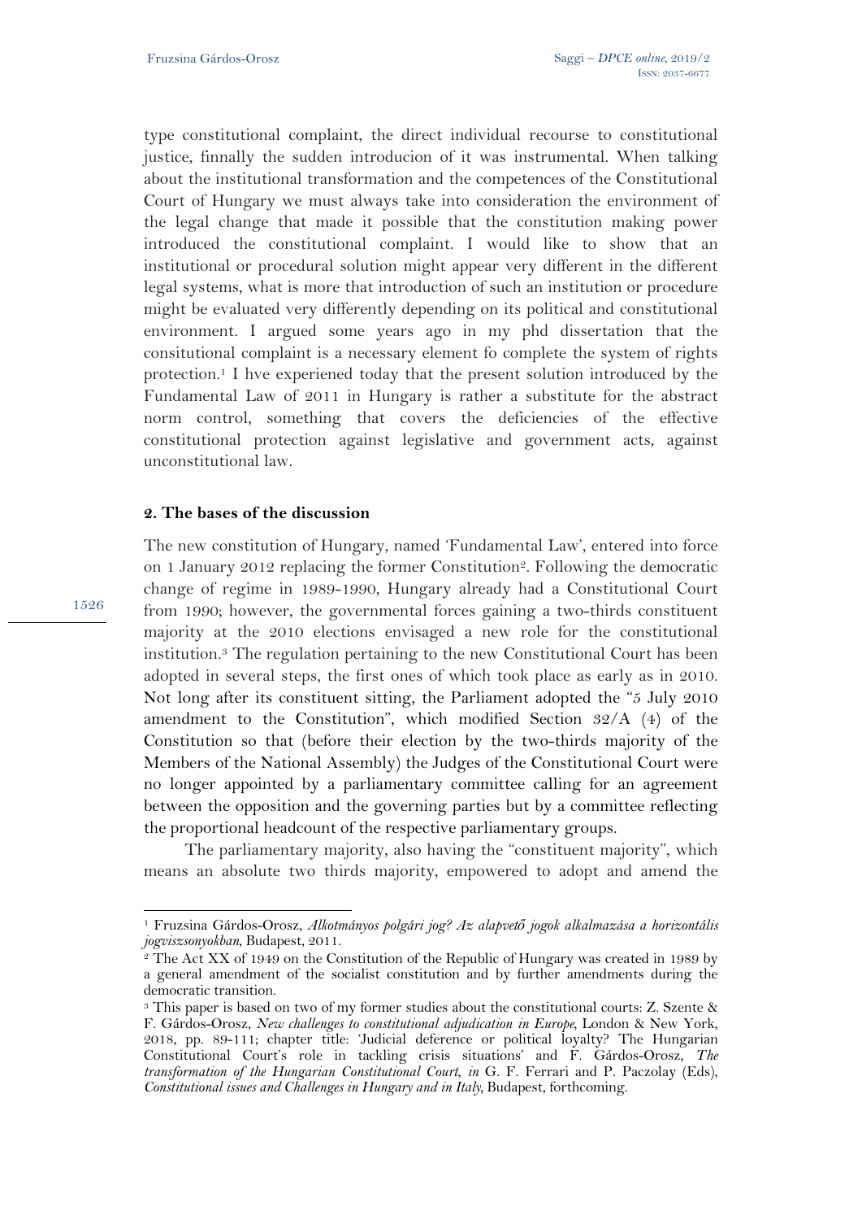type constitutional complaint, the direct individual recourse to constitutional justice, finnally the sudden introducion of it was instrumental. When talking about the institutional transformation and the competences of the Constitutional Court of Hungary we must always take into consideration the environment of the legal change that made it possible that the constitution making power introduced the constitutional complaint. I would like to show that an institutional or procedural solution might appear very different in the different legal systems, what is more that introduction of such an institution or procedure might be evaluated very differently depending on its political and constitutional environment. I argued some years ago in my phd dissertation that the consitutional complaint is a necessary element fo complete the system of rights protection.[1] I hve experiened today that the present solution introduced by the Fundamental Law of 2011 in Hungary is rather a substitute for the abstract norm control, something that covers the deficiencies of the effective constitutional protection against legislative and government acts, against unconstitutional law.

## 2. The bases of the discussion

The new constitution of Hungary, named 'Fundamental Law', entered into force on 1 January 2012 replacing the former Constitution[2]. Following the democratic change of regime in 1989-1990, Hungary already had a Constitutional Court from 1990; however, the governmental forces gaining a two-thirds constituent majority at the 2010 elections envisaged a new role for the constitutional institution.[3] The regulation pertaining to the new Constitutional Court has been adopted in several steps, the first ones of which took place as early as in 2010. Not long after its constituent sitting, the Parliament adopted the "5 July 2010 amendment to the Constitution", which modified Section 32/A (4) of the Constitution so that (before their election by the two-thirds majority of the Members of the National Assembly) the Judges of the Constitutional Court were no longer appointed by a parliamentary committee calling for an agreement between the opposition and the governing parties but by a committee reflecting the proportional headcount of the respective parliamentary groups.

The parliamentary majority, also having the "constituent majority", which means an absolute two thirds majority, empowered to adopt and amend the

---

[1] Fruzsina Gárdos-Orosz, *Alkotmányos polgári jog? Az alapvető jogok alkalmazása a horizontális jogviszonyokban*, Budapest, 2011.

[2] The Act XX of 1949 on the Constitution of the Republic of Hungary was created in 1989 by a general amendment of the socialist constitution and by further amendments during the democratic transition.

[3] This paper is based on two of my former studies about the constitutional courts: Z. Szente & F. Gárdos-Orosz, *New challenges to constitutional adjudication in Europe*, London & New York, 2018, pp. 89-111; chapter title: 'Judicial deference or political loyalty? The Hungarian Constitutional Court's role in tackling crisis situations' and F. Gárdos-Orosz, *The transformation of the Hungarian Constitutional Court*, *in* G. F. Ferrari and P. Paczolay (Eds), *Constitutional issues and Challenges in Hungary and in Italy*, Budapest, forthcoming.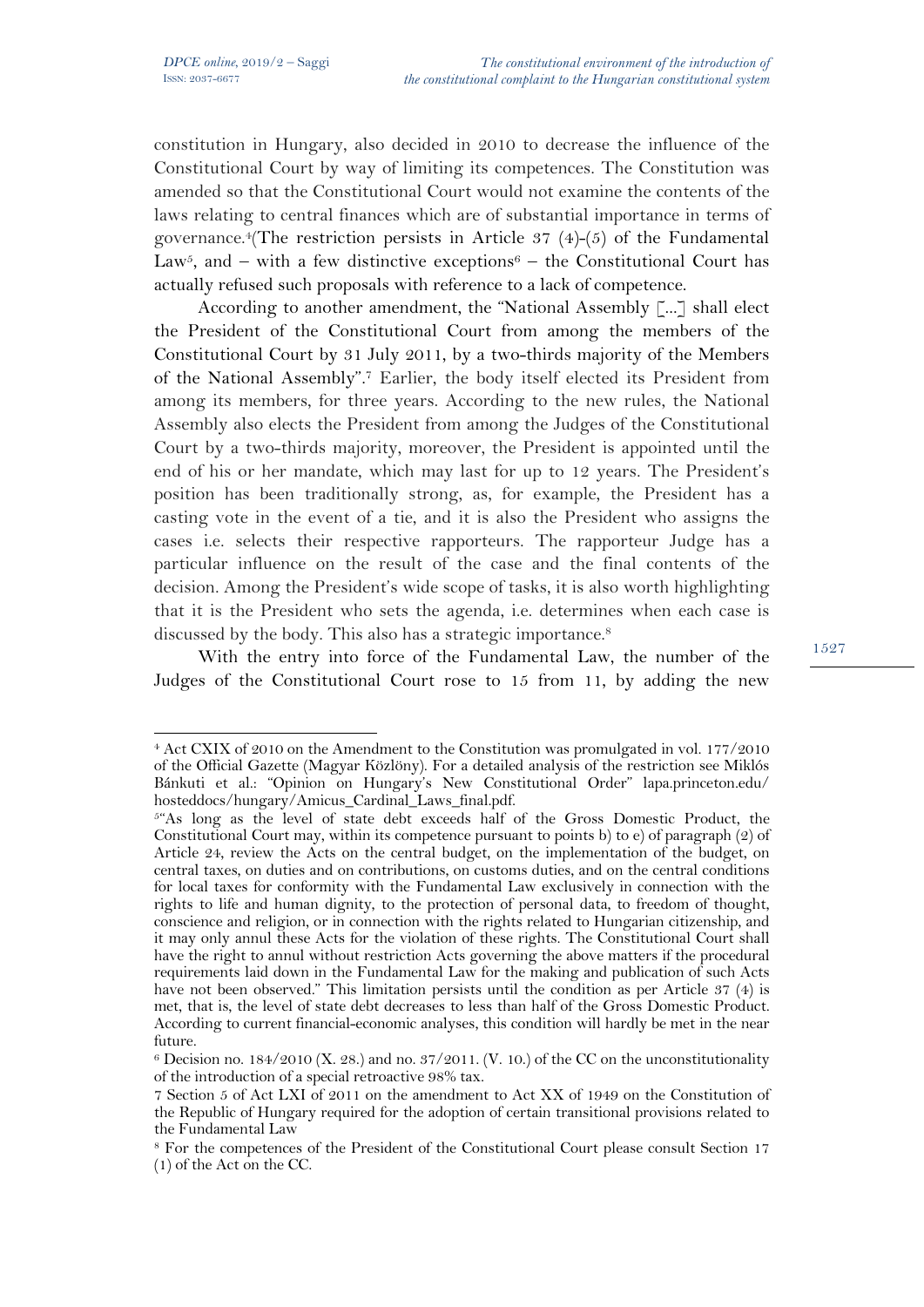constitution in Hungary, also decided in 2010 to decrease the influence of the Constitutional Court by way of limiting its competences. The Constitution was amended so that the Constitutional Court would not examine the contents of the laws relating to central finances which are of substantial importance in terms of governance.[4](The restriction persists in Article 37 (4)-(5) of the Fundamental Law[5], and – with a few distinctive exceptions[6] – the Constitutional Court has actually refused such proposals with reference to a lack of competence.

According to another amendment, the "National Assembly [...] shall elect the President of the Constitutional Court from among the members of the Constitutional Court by 31 July 2011, by a two-thirds majority of the Members of the National Assembly".[7] Earlier, the body itself elected its President from among its members, for three years. According to the new rules, the National Assembly also elects the President from among the Judges of the Constitutional Court by a two-thirds majority, moreover, the President is appointed until the end of his or her mandate, which may last for up to 12 years. The President's position has been traditionally strong, as, for example, the President has a casting vote in the event of a tie, and it is also the President who assigns the cases i.e. selects their respective rapporteurs. The rapporteur Judge has a particular influence on the result of the case and the final contents of the decision. Among the President's wide scope of tasks, it is also worth highlighting that it is the President who sets the agenda, i.e. determines when each case is discussed by the body. This also has a strategic importance.[8]

With the entry into force of the Fundamental Law, the number of the Judges of the Constitutional Court rose to 15 from 11, by adding the new

---

[4] Act CXIX of 2010 on the Amendment to the Constitution was promulgated in vol. 177/2010 of the Official Gazette (Magyar Közlöny). For a detailed analysis of the restriction see Miklós Bánkuti et al.: "Opinion on Hungary's New Constitutional Order" lapa.princeton.edu/hosteddocs/hungary/Amicus_Cardinal_Laws_final.pdf.

[5] "As long as the level of state debt exceeds half of the Gross Domestic Product, the Constitutional Court may, within its competence pursuant to points b) to e) of paragraph (2) of Article 24, review the Acts on the central budget, on the implementation of the budget, on central taxes, on duties and on contributions, on customs duties, and on the central conditions for local taxes for conformity with the Fundamental Law exclusively in connection with the rights to life and human dignity, to the protection of personal data, to freedom of thought, conscience and religion, or in connection with the rights related to Hungarian citizenship, and it may only annul these Acts for the violation of these rights. The Constitutional Court shall have the right to annul without restriction Acts governing the above matters if the procedural requirements laid down in the Fundamental Law for the making and publication of such Acts have not been observed." This limitation persists until the condition as per Article 37 (4) is met, that is, the level of state debt decreases to less than half of the Gross Domestic Product. According to current financial-economic analyses, this condition will hardly be met in the near future.

[6] Decision no. 184/2010 (X. 28.) and no. 37/2011. (V. 10.) of the CC on the unconstitutionality of the introduction of a special retroactive 98% tax.

[7] Section 5 of Act LXI of 2011 on the amendment to Act XX of 1949 on the Constitution of the Republic of Hungary required for the adoption of certain transitional provisions related to the Fundamental Law

[8] For the competences of the President of the Constitutional Court please consult Section 17 (1) of the Act on the CC.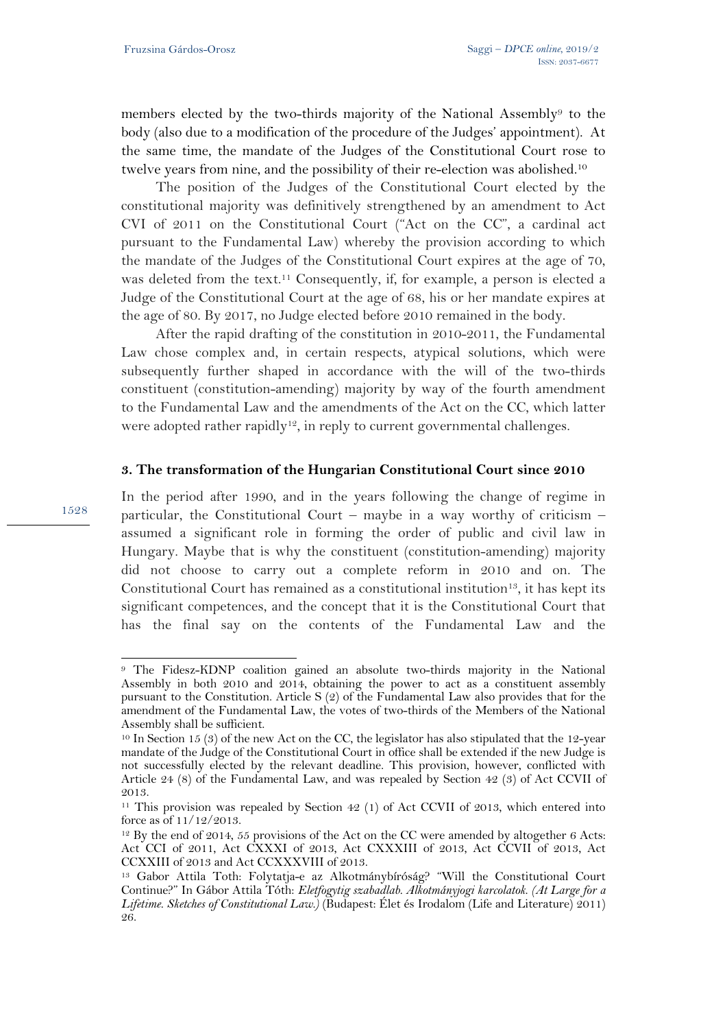members elected by the two-thirds majority of the National Assembly[9] to the body (also due to a modification of the procedure of the Judges' appointment). At the same time, the mandate of the Judges of the Constitutional Court rose to twelve years from nine, and the possibility of their re-election was abolished.[10]

The position of the Judges of the Constitutional Court elected by the constitutional majority was definitively strengthened by an amendment to Act CVI of 2011 on the Constitutional Court ("Act on the CC", a cardinal act pursuant to the Fundamental Law) whereby the provision according to which the mandate of the Judges of the Constitutional Court expires at the age of 70, was deleted from the text.[11] Consequently, if, for example, a person is elected a Judge of the Constitutional Court at the age of 68, his or her mandate expires at the age of 80. By 2017, no Judge elected before 2010 remained in the body.

After the rapid drafting of the constitution in 2010-2011, the Fundamental Law chose complex and, in certain respects, atypical solutions, which were subsequently further shaped in accordance with the will of the two-thirds constituent (constitution-amending) majority by way of the fourth amendment to the Fundamental Law and the amendments of the Act on the CC, which latter were adopted rather rapidly[12], in reply to current governmental challenges.

### 3. The transformation of the Hungarian Constitutional Court since 2010

In the period after 1990, and in the years following the change of regime in particular, the Constitutional Court – maybe in a way worthy of criticism – assumed a significant role in forming the order of public and civil law in Hungary. Maybe that is why the constituent (constitution-amending) majority did not choose to carry out a complete reform in 2010 and on. The Constitutional Court has remained as a constitutional institution[13], it has kept its significant competences, and the concept that it is the Constitutional Court that has the final say on the contents of the Fundamental Law and the

---

[9] The Fidesz-KDNP coalition gained an absolute two-thirds majority in the National Assembly in both 2010 and 2014, obtaining the power to act as a constituent assembly pursuant to the Constitution. Article S (2) of the Fundamental Law also provides that for the amendment of the Fundamental Law, the votes of two-thirds of the Members of the National Assembly shall be sufficient.

[10] In Section 15 (3) of the new Act on the CC, the legislator has also stipulated that the 12-year mandate of the Judge of the Constitutional Court in office shall be extended if the new Judge is not successfully elected by the relevant deadline. This provision, however, conflicted with Article 24 (8) of the Fundamental Law, and was repealed by Section 42 (3) of Act CCVII of 2013.

[11] This provision was repealed by Section 42 (1) of Act CCVII of 2013, which entered into force as of 11/12/2013.

[12] By the end of 2014, 55 provisions of the Act on the CC were amended by altogether 6 Acts: Act CCI of 2011, Act CXXXI of 2013, Act CXXXIII of 2013, Act CCVII of 2013, Act CCXXIII of 2013 and Act CCXXXVIII of 2013.

[13] Gabor Attila Toth: Folytatja-e az Alkotmánybíróság? "Will the Constitutional Court Continue?" In Gábor Attila Tóth: *Eletfogytig szabadlab. Alkotmányjogi karcolatok. (At Large for a Lifetime. Sketches of Constitutional Law.)* (Budapest: Élet és Irodalom (Life and Literature) 2011) 26.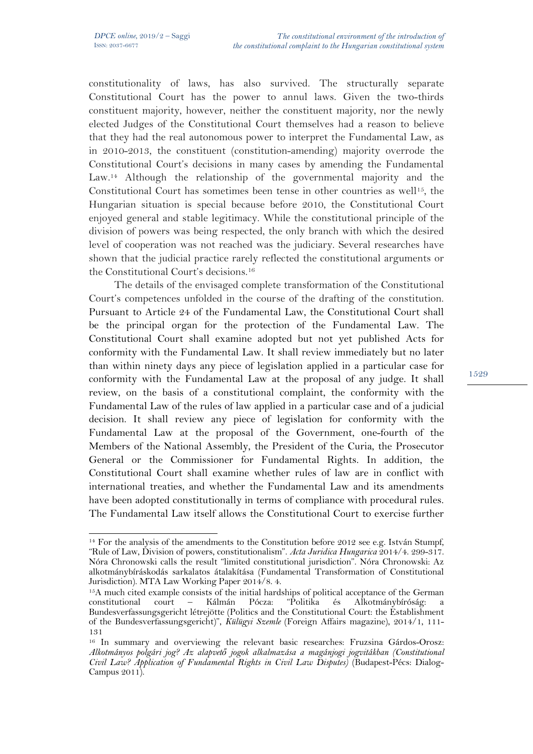constitutionality of laws, has also survived. The structurally separate Constitutional Court has the power to annul laws. Given the two-thirds constituent majority, however, neither the constituent majority, nor the newly elected Judges of the Constitutional Court themselves had a reason to believe that they had the real autonomous power to interpret the Fundamental Law, as in 2010-2013, the constituent (constitution-amending) majority overrode the Constitutional Court's decisions in many cases by amending the Fundamental Law.[14] Although the relationship of the governmental majority and the Constitutional Court has sometimes been tense in other countries as well[15], the Hungarian situation is special because before 2010, the Constitutional Court enjoyed general and stable legitimacy. While the constitutional principle of the division of powers was being respected, the only branch with which the desired level of cooperation was not reached was the judiciary. Several researches have shown that the judicial practice rarely reflected the constitutional arguments or the Constitutional Court's decisions.[16]

The details of the envisaged complete transformation of the Constitutional Court's competences unfolded in the course of the drafting of the constitution. Pursuant to Article 24 of the Fundamental Law, the Constitutional Court shall be the principal organ for the protection of the Fundamental Law. The Constitutional Court shall examine adopted but not yet published Acts for conformity with the Fundamental Law. It shall review immediately but no later than within ninety days any piece of legislation applied in a particular case for conformity with the Fundamental Law at the proposal of any judge. It shall review, on the basis of a constitutional complaint, the conformity with the Fundamental Law of the rules of law applied in a particular case and of a judicial decision. It shall review any piece of legislation for conformity with the Fundamental Law at the proposal of the Government, one-fourth of the Members of the National Assembly, the President of the Curia, the Prosecutor General or the Commissioner for Fundamental Rights. In addition, the Constitutional Court shall examine whether rules of law are in conflict with international treaties, and whether the Fundamental Law and its amendments have been adopted constitutionally in terms of compliance with procedural rules. The Fundamental Law itself allows the Constitutional Court to exercise further

---

[14] For the analysis of the amendments to the Constitution before 2012 see e.g. István Stumpf, "Rule of Law, Division of powers, constitutionalism". *Acta Juridica Hungarica* 2014/4. 299-317. Nóra Chronowski calls the result "limited constitutional jurisdiction". Nóra Chronowski: Az alkotmánybíráskodás sarkalatos átalakítása (Fundamental Transformation of Constitutional Jurisdiction). MTA Law Working Paper 2014/8. 4.

[15] A much cited example consists of the initial hardships of political acceptance of the German constitutional court – Kálmán Pócza: "Politika és Alkotmánybíróság: a Bundesverfassungsgericht létrejötte (Politics and the Constitutional Court: the Establishment of the Bundesverfassungsgericht)", *Külügyi Szemle* (Foreign Affairs magazine), 2014/1, 111-131

[16] In summary and overviewing the relevant basic researches: Fruzsina Gárdos-Orosz: *Alkotmányos polgári jog? Az alapvető jogok alkalmazása a magánjogi jogvitákban (Constitutional Civil Law? Application of Fundamental Rights in Civil Law Disputes)* (Budapest-Pécs: Dialog-Campus 2011).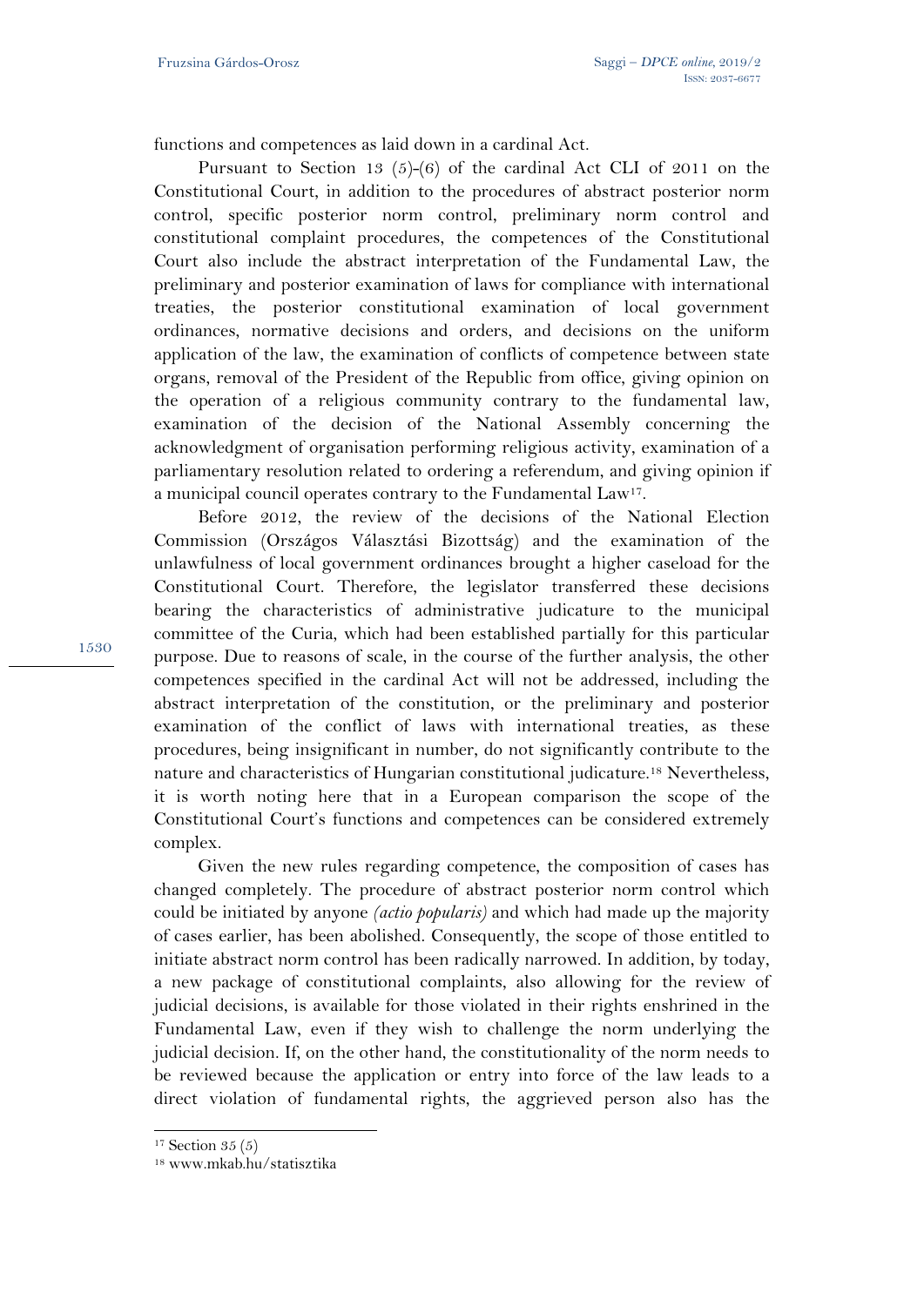functions and competences as laid down in a cardinal Act.

Pursuant to Section 13 (5)-(6) of the cardinal Act CLI of 2011 on the Constitutional Court, in addition to the procedures of abstract posterior norm control, specific posterior norm control, preliminary norm control and constitutional complaint procedures, the competences of the Constitutional Court also include the abstract interpretation of the Fundamental Law, the preliminary and posterior examination of laws for compliance with international treaties, the posterior constitutional examination of local government ordinances, normative decisions and orders, and decisions on the uniform application of the law, the examination of conflicts of competence between state organs, removal of the President of the Republic from office, giving opinion on the operation of a religious community contrary to the fundamental law, examination of the decision of the National Assembly concerning the acknowledgment of organisation performing religious activity, examination of a parliamentary resolution related to ordering a referendum, and giving opinion if a municipal council operates contrary to the Fundamental Law[17].

Before 2012, the review of the decisions of the National Election Commission (Országos Választási Bizottság) and the examination of the unlawfulness of local government ordinances brought a higher caseload for the Constitutional Court. Therefore, the legislator transferred these decisions bearing the characteristics of administrative judicature to the municipal committee of the Curia, which had been established partially for this particular purpose. Due to reasons of scale, in the course of the further analysis, the other competences specified in the cardinal Act will not be addressed, including the abstract interpretation of the constitution, or the preliminary and posterior examination of the conflict of laws with international treaties, as these procedures, being insignificant in number, do not significantly contribute to the nature and characteristics of Hungarian constitutional judicature.[18] Nevertheless, it is worth noting here that in a European comparison the scope of the Constitutional Court's functions and competences can be considered extremely complex.

Given the new rules regarding competence, the composition of cases has changed completely. The procedure of abstract posterior norm control which could be initiated by anyone *(actio popularis)* and which had made up the majority of cases earlier, has been abolished. Consequently, the scope of those entitled to initiate abstract norm control has been radically narrowed. In addition, by today, a new package of constitutional complaints, also allowing for the review of judicial decisions, is available for those violated in their rights enshrined in the Fundamental Law, even if they wish to challenge the norm underlying the judicial decision. If, on the other hand, the constitutionality of the norm needs to be reviewed because the application or entry into force of the law leads to a direct violation of fundamental rights, the aggrieved person also has the

---

[17] Section 35 (5)

[18] www.mkab.hu/statisztika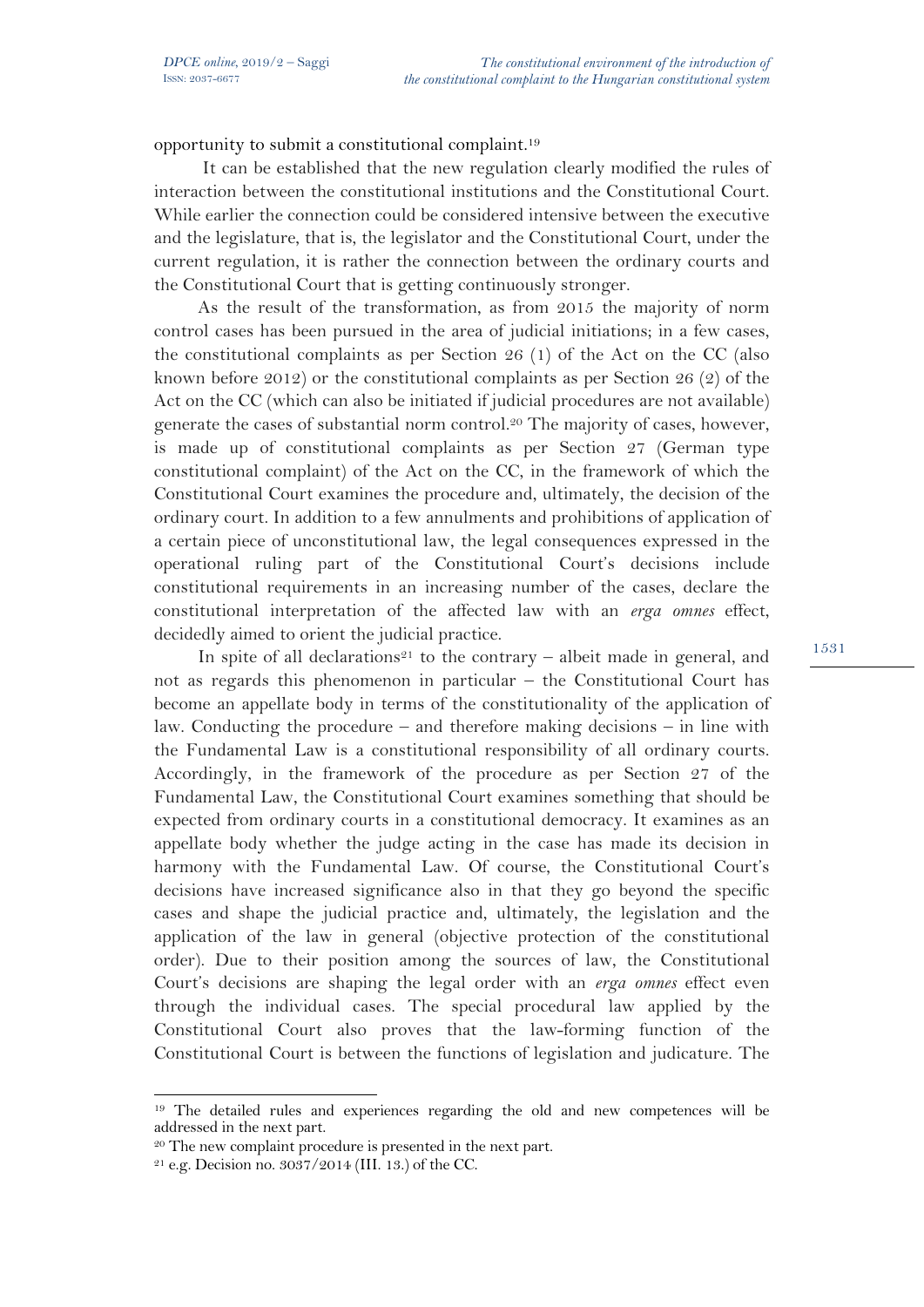opportunity to submit a constitutional complaint.[19]

It can be established that the new regulation clearly modified the rules of interaction between the constitutional institutions and the Constitutional Court. While earlier the connection could be considered intensive between the executive and the legislature, that is, the legislator and the Constitutional Court, under the current regulation, it is rather the connection between the ordinary courts and the Constitutional Court that is getting continuously stronger.

As the result of the transformation, as from 2015 the majority of norm control cases has been pursued in the area of judicial initiations; in a few cases, the constitutional complaints as per Section 26 (1) of the Act on the CC (also known before 2012) or the constitutional complaints as per Section 26 (2) of the Act on the CC (which can also be initiated if judicial procedures are not available) generate the cases of substantial norm control.[20] The majority of cases, however, is made up of constitutional complaints as per Section 27 (German type constitutional complaint) of the Act on the CC, in the framework of which the Constitutional Court examines the procedure and, ultimately, the decision of the ordinary court. In addition to a few annulments and prohibitions of application of a certain piece of unconstitutional law, the legal consequences expressed in the operational ruling part of the Constitutional Court's decisions include constitutional requirements in an increasing number of the cases, declare the constitutional interpretation of the affected law with an *erga omnes* effect, decidedly aimed to orient the judicial practice.

In spite of all declarations[21] to the contrary – albeit made in general, and not as regards this phenomenon in particular – the Constitutional Court has become an appellate body in terms of the constitutionality of the application of law. Conducting the procedure – and therefore making decisions – in line with the Fundamental Law is a constitutional responsibility of all ordinary courts. Accordingly, in the framework of the procedure as per Section 27 of the Fundamental Law, the Constitutional Court examines something that should be expected from ordinary courts in a constitutional democracy. It examines as an appellate body whether the judge acting in the case has made its decision in harmony with the Fundamental Law. Of course, the Constitutional Court's decisions have increased significance also in that they go beyond the specific cases and shape the judicial practice and, ultimately, the legislation and the application of the law in general (objective protection of the constitutional order). Due to their position among the sources of law, the Constitutional Court's decisions are shaping the legal order with an *erga omnes* effect even through the individual cases. The special procedural law applied by the Constitutional Court also proves that the law-forming function of the Constitutional Court is between the functions of legislation and judicature. The

---

[19] The detailed rules and experiences regarding the old and new competences will be addressed in the next part.

[20] The new complaint procedure is presented in the next part.

[21] e.g. Decision no. 3037/2014 (III. 13.) of the CC.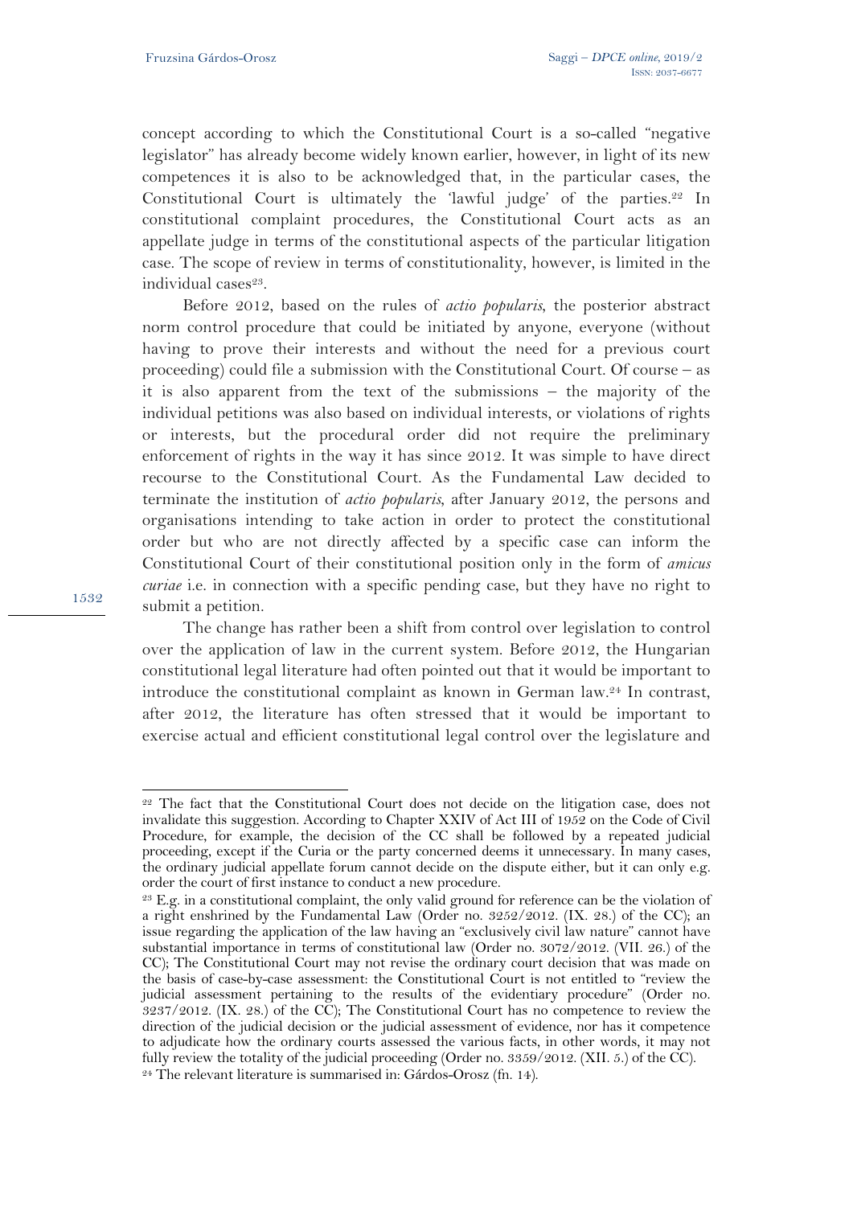concept according to which the Constitutional Court is a so-called "negative legislator" has already become widely known earlier, however, in light of its new competences it is also to be acknowledged that, in the particular cases, the Constitutional Court is ultimately the 'lawful judge' of the parties.[22] In constitutional complaint procedures, the Constitutional Court acts as an appellate judge in terms of the constitutional aspects of the particular litigation case. The scope of review in terms of constitutionality, however, is limited in the individual cases[23].

Before 2012, based on the rules of *actio popularis*, the posterior abstract norm control procedure that could be initiated by anyone, everyone (without having to prove their interests and without the need for a previous court proceeding) could file a submission with the Constitutional Court. Of course – as it is also apparent from the text of the submissions – the majority of the individual petitions was also based on individual interests, or violations of rights or interests, but the procedural order did not require the preliminary enforcement of rights in the way it has since 2012. It was simple to have direct recourse to the Constitutional Court. As the Fundamental Law decided to terminate the institution of *actio popularis*, after January 2012, the persons and organisations intending to take action in order to protect the constitutional order but who are not directly affected by a specific case can inform the Constitutional Court of their constitutional position only in the form of *amicus curiae* i.e. in connection with a specific pending case, but they have no right to submit a petition.

The change has rather been a shift from control over legislation to control over the application of law in the current system. Before 2012, the Hungarian constitutional legal literature had often pointed out that it would be important to introduce the constitutional complaint as known in German law.[24] In contrast, after 2012, the literature has often stressed that it would be important to exercise actual and efficient constitutional legal control over the legislature and

---

[22] The fact that the Constitutional Court does not decide on the litigation case, does not invalidate this suggestion. According to Chapter XXIV of Act III of 1952 on the Code of Civil Procedure, for example, the decision of the CC shall be followed by a repeated judicial proceeding, except if the Curia or the party concerned deems it unnecessary. In many cases, the ordinary judicial appellate forum cannot decide on the dispute either, but it can only e.g. order the court of first instance to conduct a new procedure.

[23] E.g. in a constitutional complaint, the only valid ground for reference can be the violation of a right enshrined by the Fundamental Law (Order no. 3252/2012. (IX. 28.) of the CC); an issue regarding the application of the law having an "exclusively civil law nature" cannot have substantial importance in terms of constitutional law (Order no. 3072/2012. (VII. 26.) of the CC); The Constitutional Court may not revise the ordinary court decision that was made on the basis of case-by-case assessment: the Constitutional Court is not entitled to "review the judicial assessment pertaining to the results of the evidentiary procedure" (Order no. 3237/2012. (IX. 28.) of the CC); The Constitutional Court has no competence to review the direction of the judicial decision or the judicial assessment of evidence, nor has it competence to adjudicate how the ordinary courts assessed the various facts, in other words, it may not fully review the totality of the judicial proceeding (Order no. 3359/2012. (XII. 5.) of the CC).

[24] The relevant literature is summarised in: Gárdos-Orosz (fn. 14).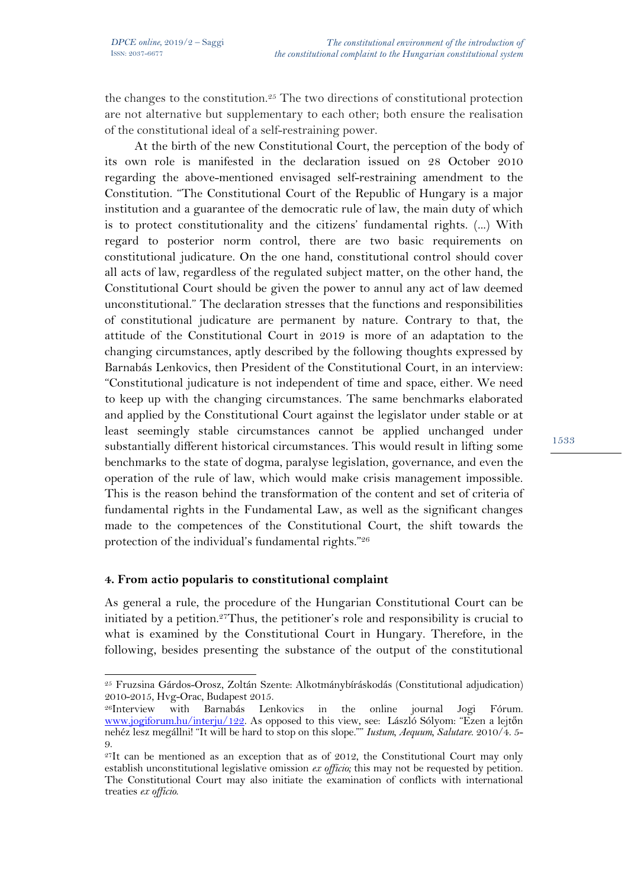the changes to the constitution.[25] The two directions of constitutional protection are not alternative but supplementary to each other; both ensure the realisation of the constitutional ideal of a self-restraining power.

At the birth of the new Constitutional Court, the perception of the body of its own role is manifested in the declaration issued on 28 October 2010 regarding the above-mentioned envisaged self-restraining amendment to the Constitution. "The Constitutional Court of the Republic of Hungary is a major institution and a guarantee of the democratic rule of law, the main duty of which is to protect constitutionality and the citizens' fundamental rights. (...) With regard to posterior norm control, there are two basic requirements on constitutional judicature. On the one hand, constitutional control should cover all acts of law, regardless of the regulated subject matter, on the other hand, the Constitutional Court should be given the power to annul any act of law deemed unconstitutional." The declaration stresses that the functions and responsibilities of constitutional judicature are permanent by nature. Contrary to that, the attitude of the Constitutional Court in 2019 is more of an adaptation to the changing circumstances, aptly described by the following thoughts expressed by Barnabás Lenkovics, then President of the Constitutional Court, in an interview: "Constitutional judicature is not independent of time and space, either. We need to keep up with the changing circumstances. The same benchmarks elaborated and applied by the Constitutional Court against the legislator under stable or at least seemingly stable circumstances cannot be applied unchanged under substantially different historical circumstances. This would result in lifting some benchmarks to the state of dogma, paralyse legislation, governance, and even the operation of the rule of law, which would make crisis management impossible. This is the reason behind the transformation of the content and set of criteria of fundamental rights in the Fundamental Law, as well as the significant changes made to the competences of the Constitutional Court, the shift towards the protection of the individual's fundamental rights."[26]

### 4. From actio popularis to constitutional complaint

As general a rule, the procedure of the Hungarian Constitutional Court can be initiated by a petition.[27]Thus, the petitioner's role and responsibility is crucial to what is examined by the Constitutional Court in Hungary. Therefore, in the following, besides presenting the substance of the output of the constitutional

---

[25] Fruzsina Gárdos-Orosz, Zoltán Szente: Alkotmánybíráskodás (Constitutional adjudication) 2010-2015, Hvg-Orac, Budapest 2015.

[26]Interview with Barnabás Lenkovics in the online journal Jogi Fórum. www.jogiforum.hu/interju/122. As opposed to this view, see: László Sólyom: "Ezen a lejtőn nehéz lesz megállni! "It will be hard to stop on this slope."" *Iustum, Aequum, Salutare.* 2010/4. 5-9.

[27]It can be mentioned as an exception that as of 2012, the Constitutional Court may only establish unconstitutional legislative omission *ex officio;* this may not be requested by petition. The Constitutional Court may also initiate the examination of conflicts with international treaties *ex officio.*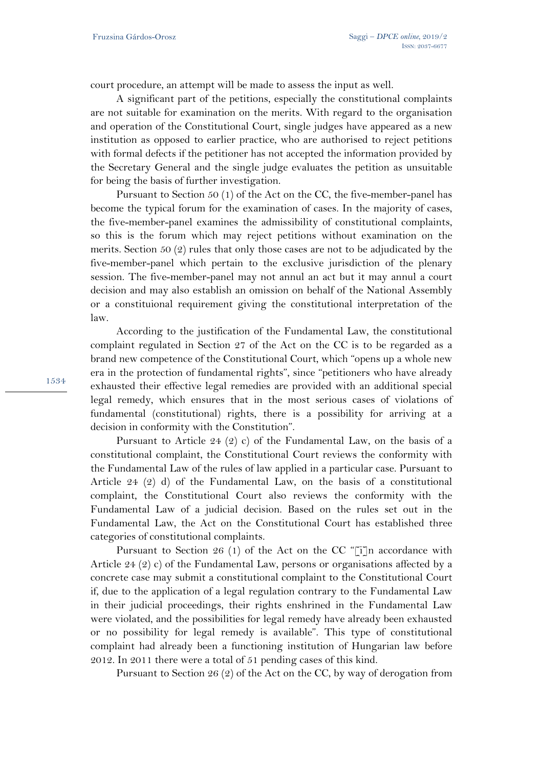court procedure, an attempt will be made to assess the input as well.

A significant part of the petitions, especially the constitutional complaints are not suitable for examination on the merits. With regard to the organisation and operation of the Constitutional Court, single judges have appeared as a new institution as opposed to earlier practice, who are authorised to reject petitions with formal defects if the petitioner has not accepted the information provided by the Secretary General and the single judge evaluates the petition as unsuitable for being the basis of further investigation.

Pursuant to Section 50 (1) of the Act on the CC, the five-member-panel has become the typical forum for the examination of cases. In the majority of cases, the five-member-panel examines the admissibility of constitutional complaints, so this is the forum which may reject petitions without examination on the merits. Section 50 (2) rules that only those cases are not to be adjudicated by the five-member-panel which pertain to the exclusive jurisdiction of the plenary session. The five-member-panel may not annul an act but it may annul a court decision and may also establish an omission on behalf of the National Assembly or a constituional requirement giving the constitutional interpretation of the law.

According to the justification of the Fundamental Law, the constitutional complaint regulated in Section 27 of the Act on the CC is to be regarded as a brand new competence of the Constitutional Court, which "opens up a whole new era in the protection of fundamental rights", since "petitioners who have already exhausted their effective legal remedies are provided with an additional special legal remedy, which ensures that in the most serious cases of violations of fundamental (constitutional) rights, there is a possibility for arriving at a decision in conformity with the Constitution".

Pursuant to Article 24 (2) c) of the Fundamental Law, on the basis of a constitutional complaint, the Constitutional Court reviews the conformity with the Fundamental Law of the rules of law applied in a particular case. Pursuant to Article 24 (2) d) of the Fundamental Law, on the basis of a constitutional complaint, the Constitutional Court also reviews the conformity with the Fundamental Law of a judicial decision. Based on the rules set out in the Fundamental Law, the Act on the Constitutional Court has established three categories of constitutional complaints.

Pursuant to Section 26 (1) of the Act on the CC "[i]n accordance with Article 24 (2) c) of the Fundamental Law, persons or organisations affected by a concrete case may submit a constitutional complaint to the Constitutional Court if, due to the application of a legal regulation contrary to the Fundamental Law in their judicial proceedings, their rights enshrined in the Fundamental Law were violated, and the possibilities for legal remedy have already been exhausted or no possibility for legal remedy is available". This type of constitutional complaint had already been a functioning institution of Hungarian law before 2012. In 2011 there were a total of 51 pending cases of this kind.

Pursuant to Section 26 (2) of the Act on the CC, by way of derogation from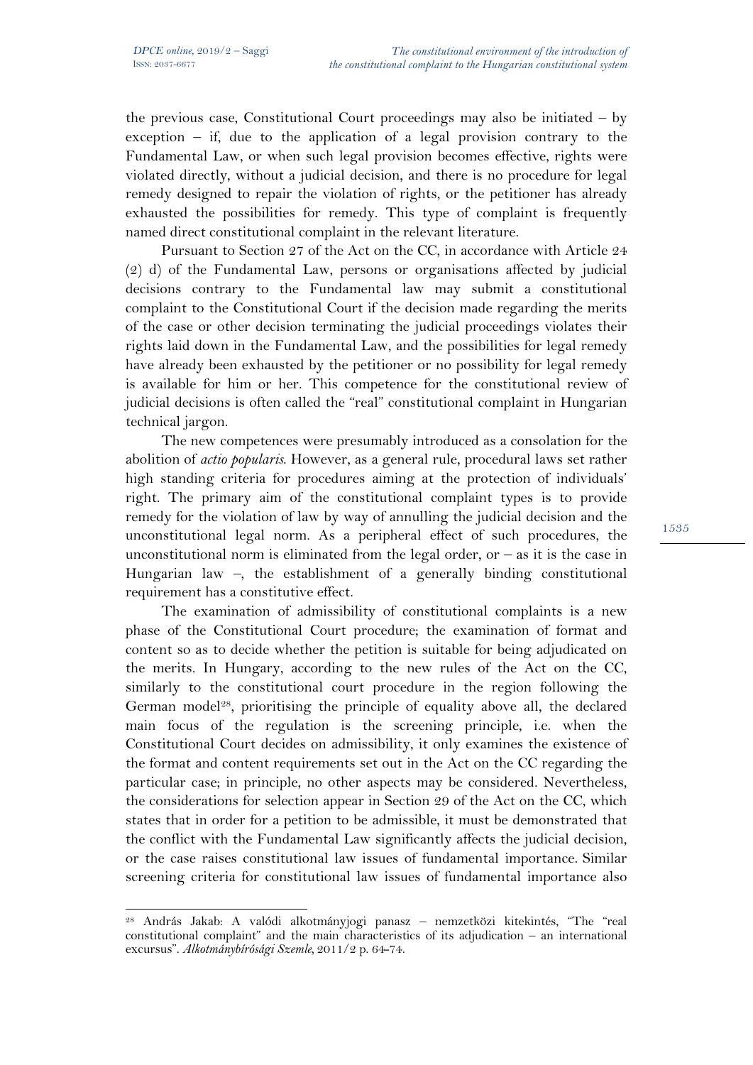the previous case, Constitutional Court proceedings may also be initiated – by exception – if, due to the application of a legal provision contrary to the Fundamental Law, or when such legal provision becomes effective, rights were violated directly, without a judicial decision, and there is no procedure for legal remedy designed to repair the violation of rights, or the petitioner has already exhausted the possibilities for remedy. This type of complaint is frequently named direct constitutional complaint in the relevant literature.

Pursuant to Section 27 of the Act on the CC, in accordance with Article 24 (2) d) of the Fundamental Law, persons or organisations affected by judicial decisions contrary to the Fundamental law may submit a constitutional complaint to the Constitutional Court if the decision made regarding the merits of the case or other decision terminating the judicial proceedings violates their rights laid down in the Fundamental Law, and the possibilities for legal remedy have already been exhausted by the petitioner or no possibility for legal remedy is available for him or her. This competence for the constitutional review of judicial decisions is often called the "real" constitutional complaint in Hungarian technical jargon.

The new competences were presumably introduced as a consolation for the abolition of *actio popularis*. However, as a general rule, procedural laws set rather high standing criteria for procedures aiming at the protection of individuals' right. The primary aim of the constitutional complaint types is to provide remedy for the violation of law by way of annulling the judicial decision and the unconstitutional legal norm. As a peripheral effect of such procedures, the unconstitutional norm is eliminated from the legal order, or – as it is the case in Hungarian law –, the establishment of a generally binding constitutional requirement has a constitutive effect.

The examination of admissibility of constitutional complaints is a new phase of the Constitutional Court procedure; the examination of format and content so as to decide whether the petition is suitable for being adjudicated on the merits. In Hungary, according to the new rules of the Act on the CC, similarly to the constitutional court procedure in the region following the German model[28], prioritising the principle of equality above all, the declared main focus of the regulation is the screening principle, i.e. when the Constitutional Court decides on admissibility, it only examines the existence of the format and content requirements set out in the Act on the CC regarding the particular case; in principle, no other aspects may be considered. Nevertheless, the considerations for selection appear in Section 29 of the Act on the CC, which states that in order for a petition to be admissible, it must be demonstrated that the conflict with the Fundamental Law significantly affects the judicial decision, or the case raises constitutional law issues of fundamental importance. Similar screening criteria for constitutional law issues of fundamental importance also

[28] András Jakab: A valódi alkotmányjogi panasz – nemzetközi kitekintés, "The "real constitutional complaint" and the main characteristics of its adjudication – an international excursus". *Alkotmánybírósági Szemle*, 2011/2 p. 64-74.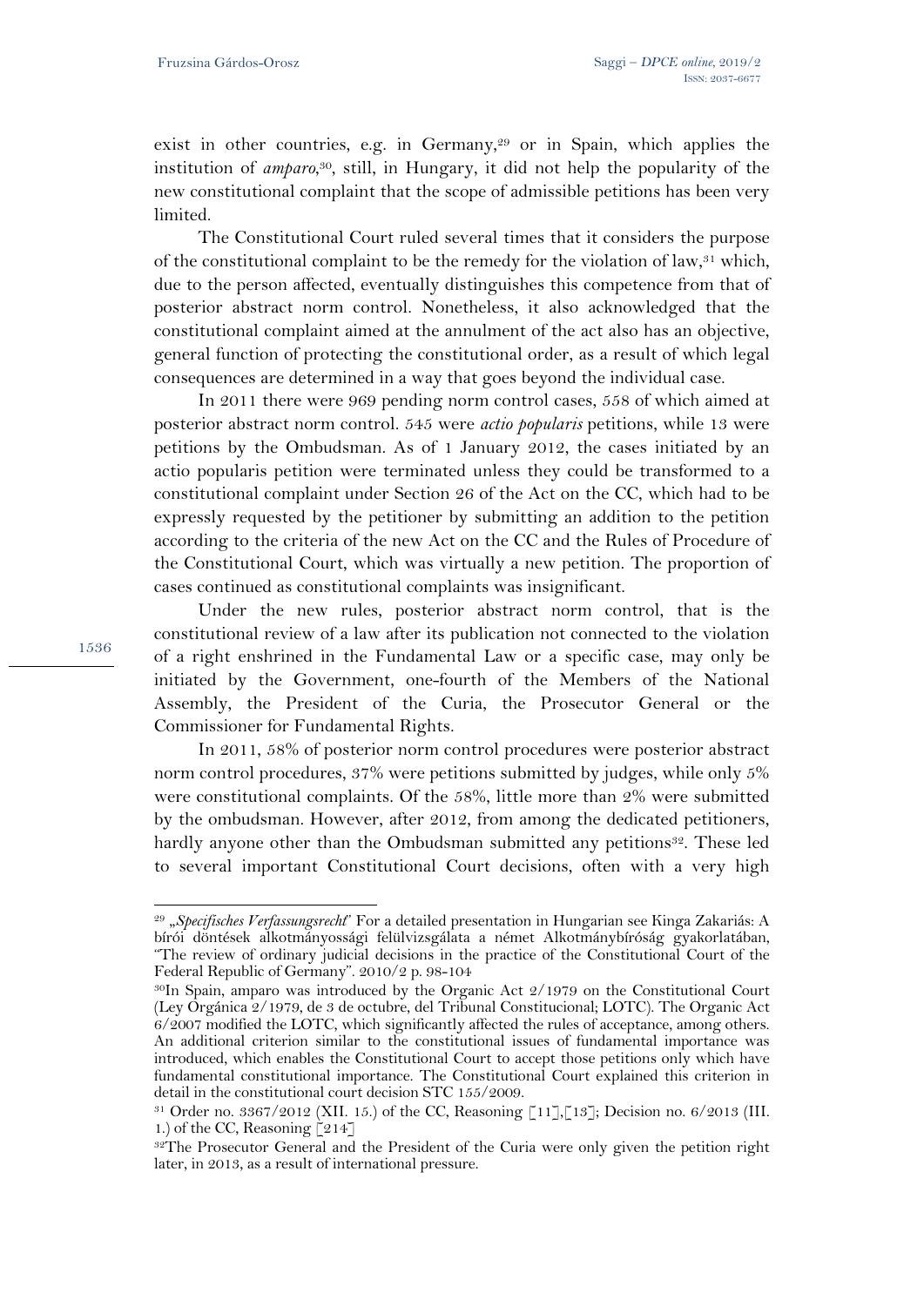exist in other countries, e.g. in Germany,[29] or in Spain, which applies the institution of *amparo*,[30], still, in Hungary, it did not help the popularity of the new constitutional complaint that the scope of admissible petitions has been very limited.

The Constitutional Court ruled several times that it considers the purpose of the constitutional complaint to be the remedy for the violation of law,[31] which, due to the person affected, eventually distinguishes this competence from that of posterior abstract norm control. Nonetheless, it also acknowledged that the constitutional complaint aimed at the annulment of the act also has an objective, general function of protecting the constitutional order, as a result of which legal consequences are determined in a way that goes beyond the individual case.

In 2011 there were 969 pending norm control cases, 558 of which aimed at posterior abstract norm control. 545 were *actio popularis* petitions, while 13 were petitions by the Ombudsman. As of 1 January 2012, the cases initiated by an actio popularis petition were terminated unless they could be transformed to a constitutional complaint under Section 26 of the Act on the CC, which had to be expressly requested by the petitioner by submitting an addition to the petition according to the criteria of the new Act on the CC and the Rules of Procedure of the Constitutional Court, which was virtually a new petition. The proportion of cases continued as constitutional complaints was insignificant.

Under the new rules, posterior abstract norm control, that is the constitutional review of a law after its publication not connected to the violation of a right enshrined in the Fundamental Law or a specific case, may only be initiated by the Government, one-fourth of the Members of the National Assembly, the President of the Curia, the Prosecutor General or the Commissioner for Fundamental Rights.

In 2011, 58% of posterior norm control procedures were posterior abstract norm control procedures, 37% were petitions submitted by judges, while only 5% were constitutional complaints. Of the 58%, little more than 2% were submitted by the ombudsman. However, after 2012, from among the dedicated petitioners, hardly anyone other than the Ombudsman submitted any petitions[32]. These led to several important Constitutional Court decisions, often with a very high

---

[29] *„Specifisches Verfassungsrecht”* For a detailed presentation in Hungarian see Kinga Zakariás: A bírói döntések alkotmányossági felülvizsgálata a német Alkotmánybíróság gyakorlatában, "The review of ordinary judicial decisions in the practice of the Constitutional Court of the Federal Republic of Germany". 2010/2 p. 98-104

[30] In Spain, amparo was introduced by the Organic Act 2/1979 on the Constitutional Court (Ley Orgánica 2/1979, de 3 de octubre, del Tribunal Constitucional; LOTC). The Organic Act 6/2007 modified the LOTC, which significantly affected the rules of acceptance, among others. An additional criterion similar to the constitutional issues of fundamental importance was introduced, which enables the Constitutional Court to accept those petitions only which have fundamental constitutional importance. The Constitutional Court explained this criterion in detail in the constitutional court decision STC 155/2009.

[31] Order no. 3367/2012 (XII. 15.) of the CC, Reasoning [11],[13]; Decision no. 6/2013 (III. 1.) of the CC, Reasoning [214]

[32] The Prosecutor General and the President of the Curia were only given the petition right later, in 2013, as a result of international pressure.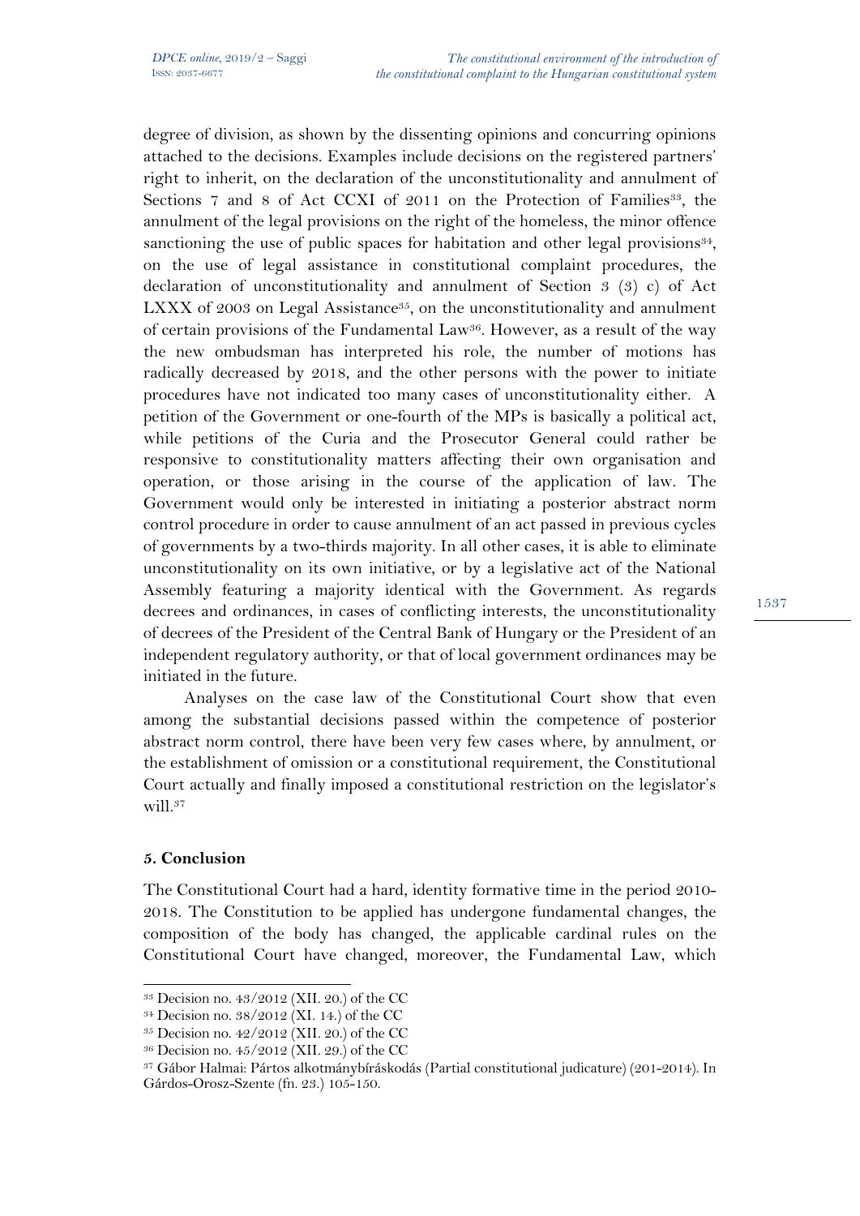degree of division, as shown by the dissenting opinions and concurring opinions attached to the decisions. Examples include decisions on the registered partners' right to inherit, on the declaration of the unconstitutionality and annulment of Sections 7 and 8 of Act CCXI of 2011 on the Protection of Families[33], the annulment of the legal provisions on the right of the homeless, the minor offence sanctioning the use of public spaces for habitation and other legal provisions[34], on the use of legal assistance in constitutional complaint procedures, the declaration of unconstitutionality and annulment of Section 3 (3) c) of Act LXXX of 2003 on Legal Assistance[35], on the unconstitutionality and annulment of certain provisions of the Fundamental Law[36]. However, as a result of the way the new ombudsman has interpreted his role, the number of motions has radically decreased by 2018, and the other persons with the power to initiate procedures have not indicated too many cases of unconstitutionality either. A petition of the Government or one-fourth of the MPs is basically a political act, while petitions of the Curia and the Prosecutor General could rather be responsive to constitutionality matters affecting their own organisation and operation, or those arising in the course of the application of law. The Government would only be interested in initiating a posterior abstract norm control procedure in order to cause annulment of an act passed in previous cycles of governments by a two-thirds majority. In all other cases, it is able to eliminate unconstitutionality on its own initiative, or by a legislative act of the National Assembly featuring a majority identical with the Government. As regards decrees and ordinances, in cases of conflicting interests, the unconstitutionality of decrees of the President of the Central Bank of Hungary or the President of an independent regulatory authority, or that of local government ordinances may be initiated in the future.

Analyses on the case law of the Constitutional Court show that even among the substantial decisions passed within the competence of posterior abstract norm control, there have been very few cases where, by annulment, or the establishment of omission or a constitutional requirement, the Constitutional Court actually and finally imposed a constitutional restriction on the legislator's will.[37]

### 5. Conclusion

The Constitutional Court had a hard, identity formative time in the period 2010-2018. The Constitution to be applied has undergone fundamental changes, the composition of the body has changed, the applicable cardinal rules on the Constitutional Court have changed, moreover, the Fundamental Law, which

---

[33] Decision no. 43/2012 (XII. 20.) of the CC

[34] Decision no. 38/2012 (XI. 14.) of the CC

[35] Decision no. 42/2012 (XII. 20.) of the CC

[36] Decision no. 45/2012 (XII. 29.) of the CC

[37] Gábor Halmai: Pártos alkotmánybíráskodás (Partial constitutional judicature) (201-2014). In Gárdos-Orosz-Szente (fn. 23.) 105-150.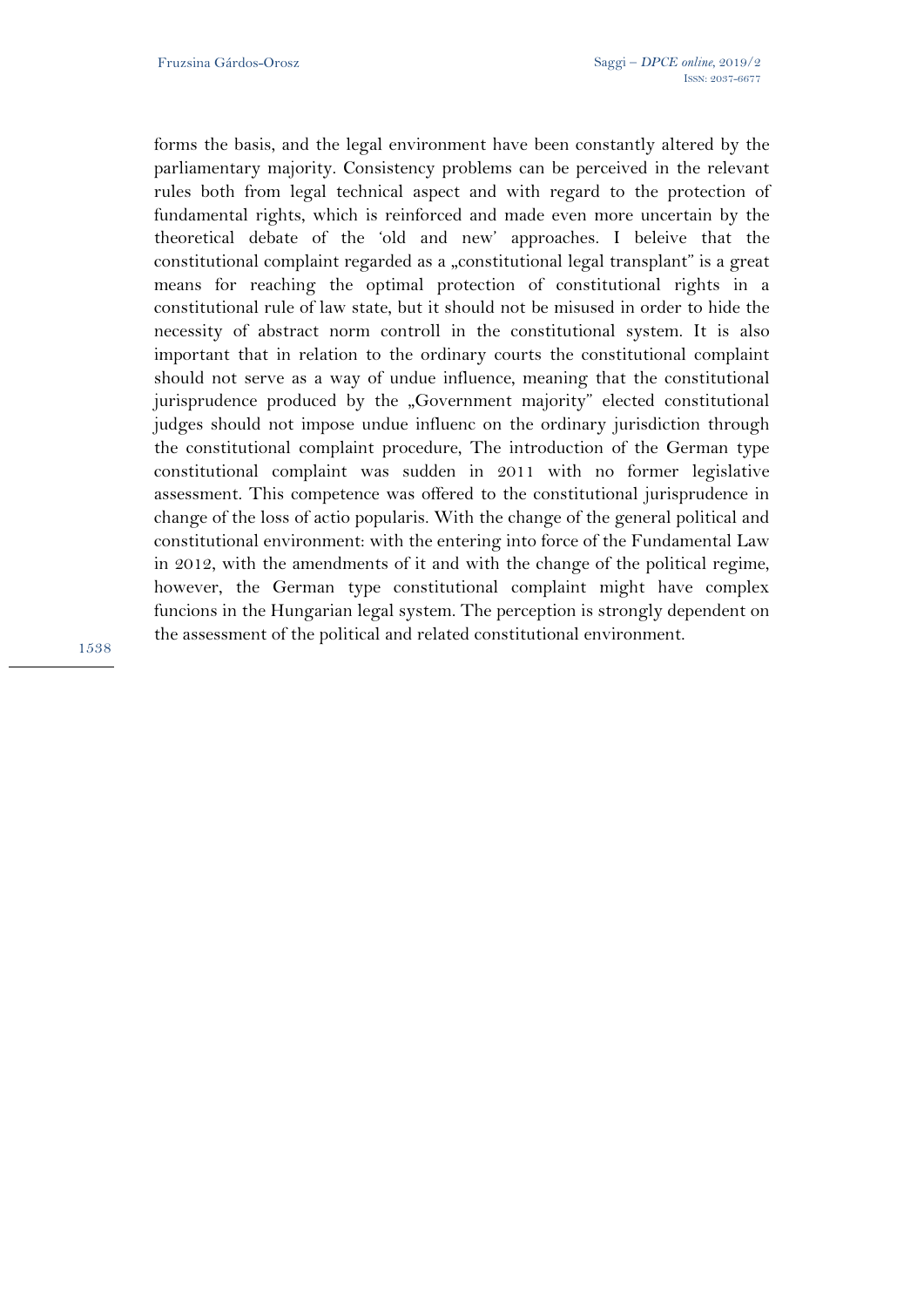forms the basis, and the legal environment have been constantly altered by the parliamentary majority. Consistency problems can be perceived in the relevant rules both from legal technical aspect and with regard to the protection of fundamental rights, which is reinforced and made even more uncertain by the theoretical debate of the 'old and new' approaches. I beleive that the constitutional complaint regarded as a „constitutional legal transplant" is a great means for reaching the optimal protection of constitutional rights in a constitutional rule of law state, but it should not be misused in order to hide the necessity of abstract norm controll in the constitutional system. It is also important that in relation to the ordinary courts the constitutional complaint should not serve as a way of undue influence, meaning that the constitutional jurisprudence produced by the „Government majority" elected constitutional judges should not impose undue influenc on the ordinary jurisdiction through the constitutional complaint procedure, The introduction of the German type constitutional complaint was sudden in 2011 with no former legislative assessment. This competence was offered to the constitutional jurisprudence in change of the loss of actio popularis. With the change of the general political and constitutional environment: with the entering into force of the Fundamental Law in 2012, with the amendments of it and with the change of the political regime, however, the German type constitutional complaint might have complex funcions in the Hungarian legal system. The perception is strongly dependent on the assessment of the political and related constitutional environment.